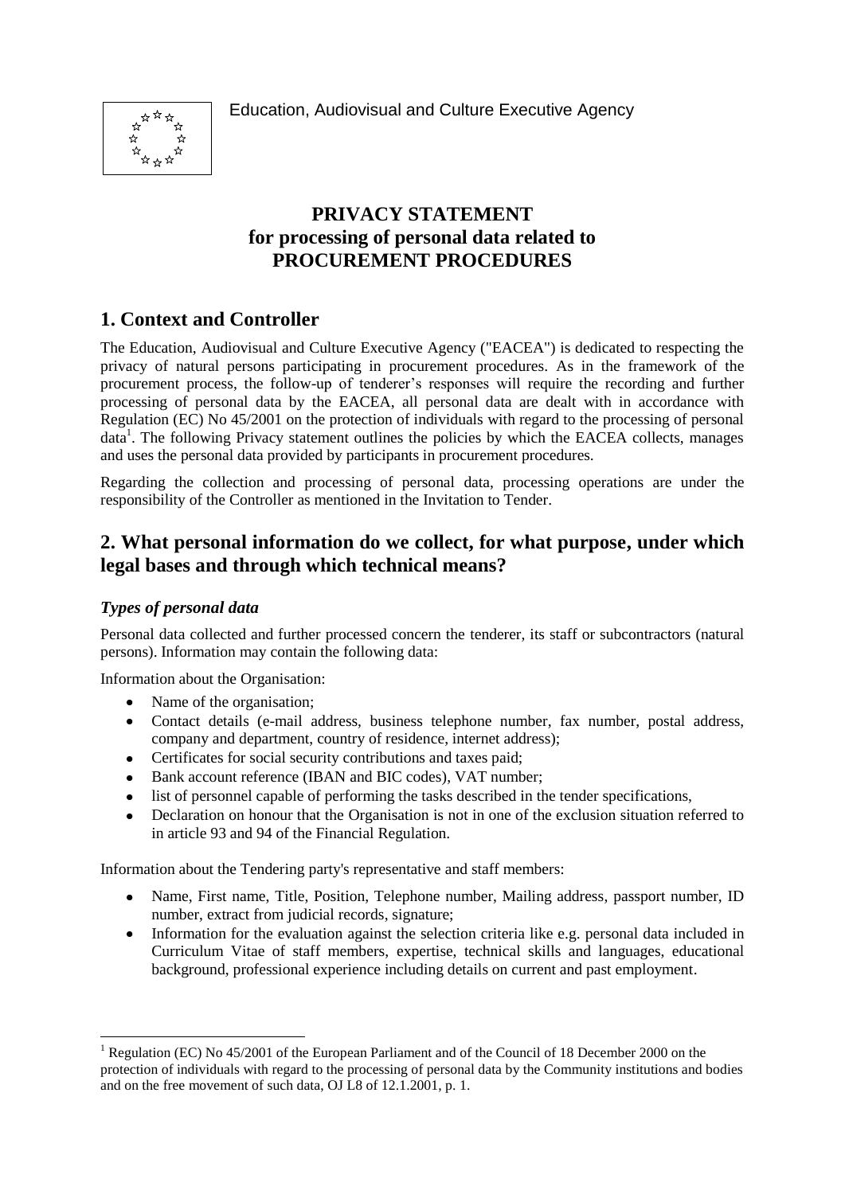Education, Audiovisual and Culture Executive Agency

# PRIVACY STATEMENT for processing of personal data related to PROCUREMENT PROCEDURES

## 1. Context and Controller

The Education, Audiovisual and Culture Executive Agency ("EACEA") is dedicated to respecting the privacy of natural persons participating in procurement procedures. As in the framework of the procurement process, the follow-up of tenderer's responses will require the recording and further processing of personal data by the EACEA, all personal data are dealt with in accordance with Regulation (EC) No 45/2001 on the protection of individuals with regard to the processing of personal data[1]. The following Privacy statement outlines the policies by which the EACEA collects, manages and uses the personal data provided by participants in procurement procedures.

Regarding the collection and processing of personal data, processing operations are under the responsibility of the Controller as mentioned in the Invitation to Tender.

## 2. What personal information do we collect, for what purpose, under which legal bases and through which technical means?

### *Types of personal data*

Personal data collected and further processed concern the tenderer, its staff or subcontractors (natural persons). Information may contain the following data:

Information about the Organisation:

- Name of the organisation;
- Contact details (e-mail address, business telephone number, fax number, postal address, company and department, country of residence, internet address);
- Certificates for social security contributions and taxes paid;
- Bank account reference (IBAN and BIC codes), VAT number;
- list of personnel capable of performing the tasks described in the tender specifications,
- Declaration on honour that the Organisation is not in one of the exclusion situation referred to in article 93 and 94 of the Financial Regulation.

Information about the Tendering party's representative and staff members:

- Name, First name, Title, Position, Telephone number, Mailing address, passport number, ID number, extract from judicial records, signature;
- Information for the evaluation against the selection criteria like e.g. personal data included in Curriculum Vitae of staff members, expertise, technical skills and languages, educational background, professional experience including details on current and past employment.

[1] Regulation (EC) No 45/2001 of the European Parliament and of the Council of 18 December 2000 on the protection of individuals with regard to the processing of personal data by the Community institutions and bodies and on the free movement of such data, OJ L8 of 12.1.2001, p. 1.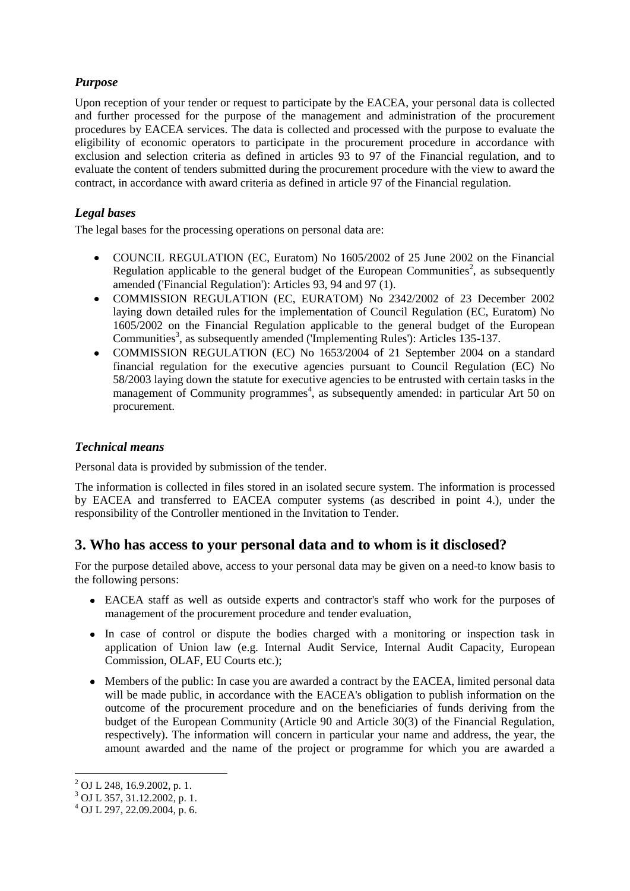### *Purpose*

Upon reception of your tender or request to participate by the EACEA, your personal data is collected and further processed for the purpose of the management and administration of the procurement procedures by EACEA services. The data is collected and processed with the purpose to evaluate the eligibility of economic operators to participate in the procurement procedure in accordance with exclusion and selection criteria as defined in articles 93 to 97 of the Financial regulation, and to evaluate the content of tenders submitted during the procurement procedure with the view to award the contract, in accordance with award criteria as defined in article 97 of the Financial regulation.

### *Legal bases*

The legal bases for the processing operations on personal data are:

- COUNCIL REGULATION (EC, Euratom) No 1605/2002 of 25 June 2002 on the Financial Regulation applicable to the general budget of the European Communities[2], as subsequently amended ('Financial Regulation'): Articles 93, 94 and 97 (1).
- COMMISSION REGULATION (EC, EURATOM) No 2342/2002 of 23 December 2002 laying down detailed rules for the implementation of Council Regulation (EC, Euratom) No 1605/2002 on the Financial Regulation applicable to the general budget of the European Communities[3], as subsequently amended ('Implementing Rules'): Articles 135-137.
- COMMISSION REGULATION (EC) No 1653/2004 of 21 September 2004 on a standard financial regulation for the executive agencies pursuant to Council Regulation (EC) No 58/2003 laying down the statute for executive agencies to be entrusted with certain tasks in the management of Community programmes[4], as subsequently amended: in particular Art 50 on procurement.

### *Technical means*

Personal data is provided by submission of the tender.

The information is collected in files stored in an isolated secure system. The information is processed by EACEA and transferred to EACEA computer systems (as described in point 4.), under the responsibility of the Controller mentioned in the Invitation to Tender.

## 3. Who has access to your personal data and to whom is it disclosed?

For the purpose detailed above, access to your personal data may be given on a need-to know basis to the following persons:

- EACEA staff as well as outside experts and contractor's staff who work for the purposes of management of the procurement procedure and tender evaluation,
- In case of control or dispute the bodies charged with a monitoring or inspection task in application of Union law (e.g. Internal Audit Service, Internal Audit Capacity, European Commission, OLAF, EU Courts etc.);
- Members of the public: In case you are awarded a contract by the EACEA, limited personal data will be made public, in accordance with the EACEA's obligation to publish information on the outcome of the procurement procedure and on the beneficiaries of funds deriving from the budget of the European Community (Article 90 and Article 30(3) of the Financial Regulation, respectively). The information will concern in particular your name and address, the year, the amount awarded and the name of the project or programme for which you are awarded a

---

[2] OJ L 248, 16.9.2002, p. 1.

[3] OJ L 357, 31.12.2002, p. 1.

[4] OJ L 297, 22.09.2004, p. 6.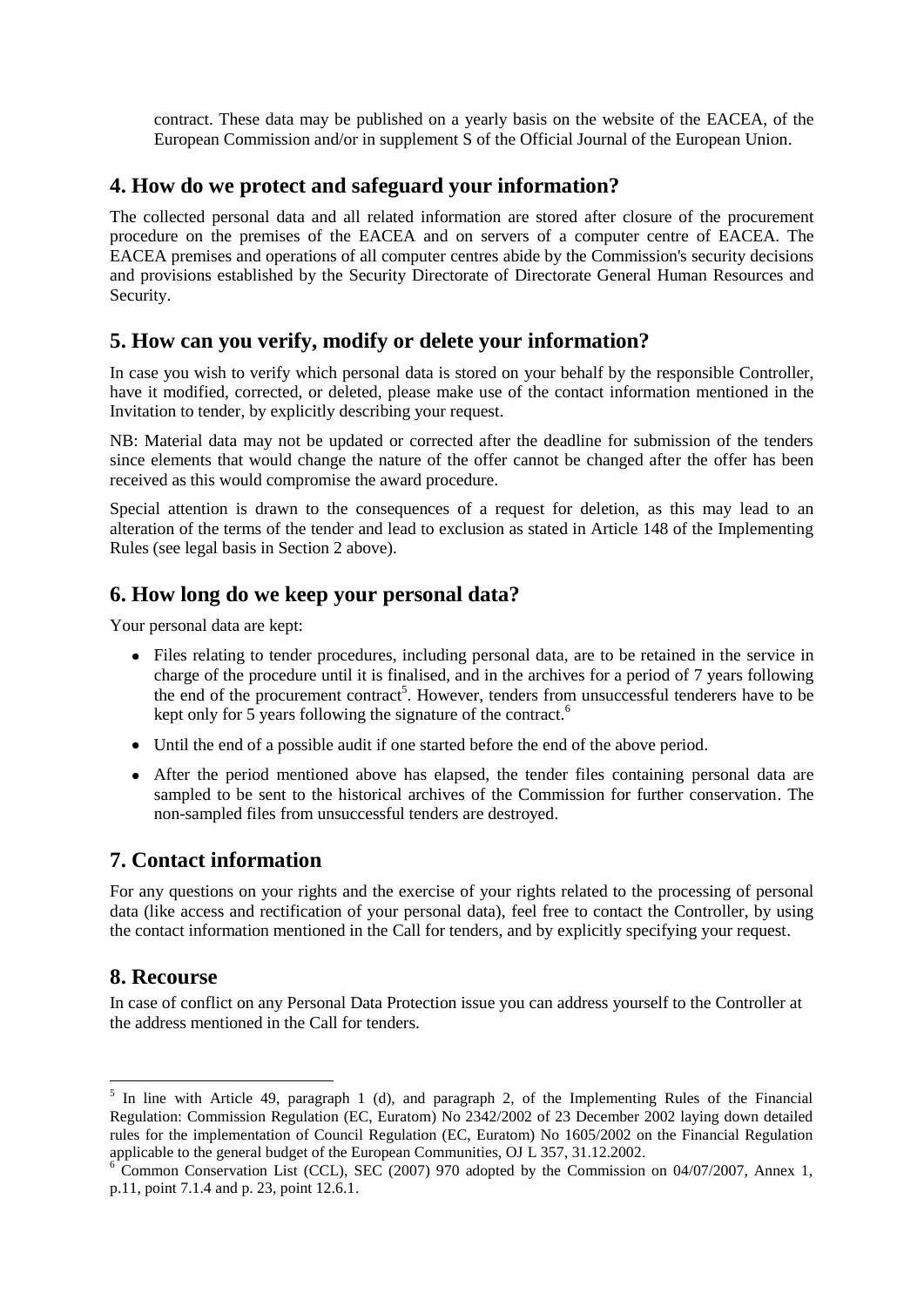contract. These data may be published on a yearly basis on the website of the EACEA, of the European Commission and/or in supplement S of the Official Journal of the European Union.

## 4. How do we protect and safeguard your information?

The collected personal data and all related information are stored after closure of the procurement procedure on the premises of the EACEA and on servers of a computer centre of EACEA. The EACEA premises and operations of all computer centres abide by the Commission's security decisions and provisions established by the Security Directorate of Directorate General Human Resources and Security.

## 5. How can you verify, modify or delete your information?

In case you wish to verify which personal data is stored on your behalf by the responsible Controller, have it modified, corrected, or deleted, please make use of the contact information mentioned in the Invitation to tender, by explicitly describing your request.

NB: Material data may not be updated or corrected after the deadline for submission of the tenders since elements that would change the nature of the offer cannot be changed after the offer has been received as this would compromise the award procedure.

Special attention is drawn to the consequences of a request for deletion, as this may lead to an alteration of the terms of the tender and lead to exclusion as stated in Article 148 of the Implementing Rules (see legal basis in Section 2 above).

## 6. How long do we keep your personal data?

Your personal data are kept:

- Files relating to tender procedures, including personal data, are to be retained in the service in charge of the procedure until it is finalised, and in the archives for a period of 7 years following the end of the procurement contract[5]. However, tenders from unsuccessful tenderers have to be kept only for 5 years following the signature of the contract.[6]
- Until the end of a possible audit if one started before the end of the above period.
- After the period mentioned above has elapsed, the tender files containing personal data are sampled to be sent to the historical archives of the Commission for further conservation. The non-sampled files from unsuccessful tenders are destroyed.

## 7. Contact information

For any questions on your rights and the exercise of your rights related to the processing of personal data (like access and rectification of your personal data), feel free to contact the Controller, by using the contact information mentioned in the Call for tenders, and by explicitly specifying your request.

## 8. Recourse

In case of conflict on any Personal Data Protection issue you can address yourself to the Controller at the address mentioned in the Call for tenders.

---

[5] In line with Article 49, paragraph 1 (d), and paragraph 2, of the Implementing Rules of the Financial Regulation: Commission Regulation (EC, Euratom) No 2342/2002 of 23 December 2002 laying down detailed rules for the implementation of Council Regulation (EC, Euratom) No 1605/2002 on the Financial Regulation applicable to the general budget of the European Communities, OJ L 357, 31.12.2002.

[6] Common Conservation List (CCL), SEC (2007) 970 adopted by the Commission on 04/07/2007, Annex 1, p.11, point 7.1.4 and p. 23, point 12.6.1.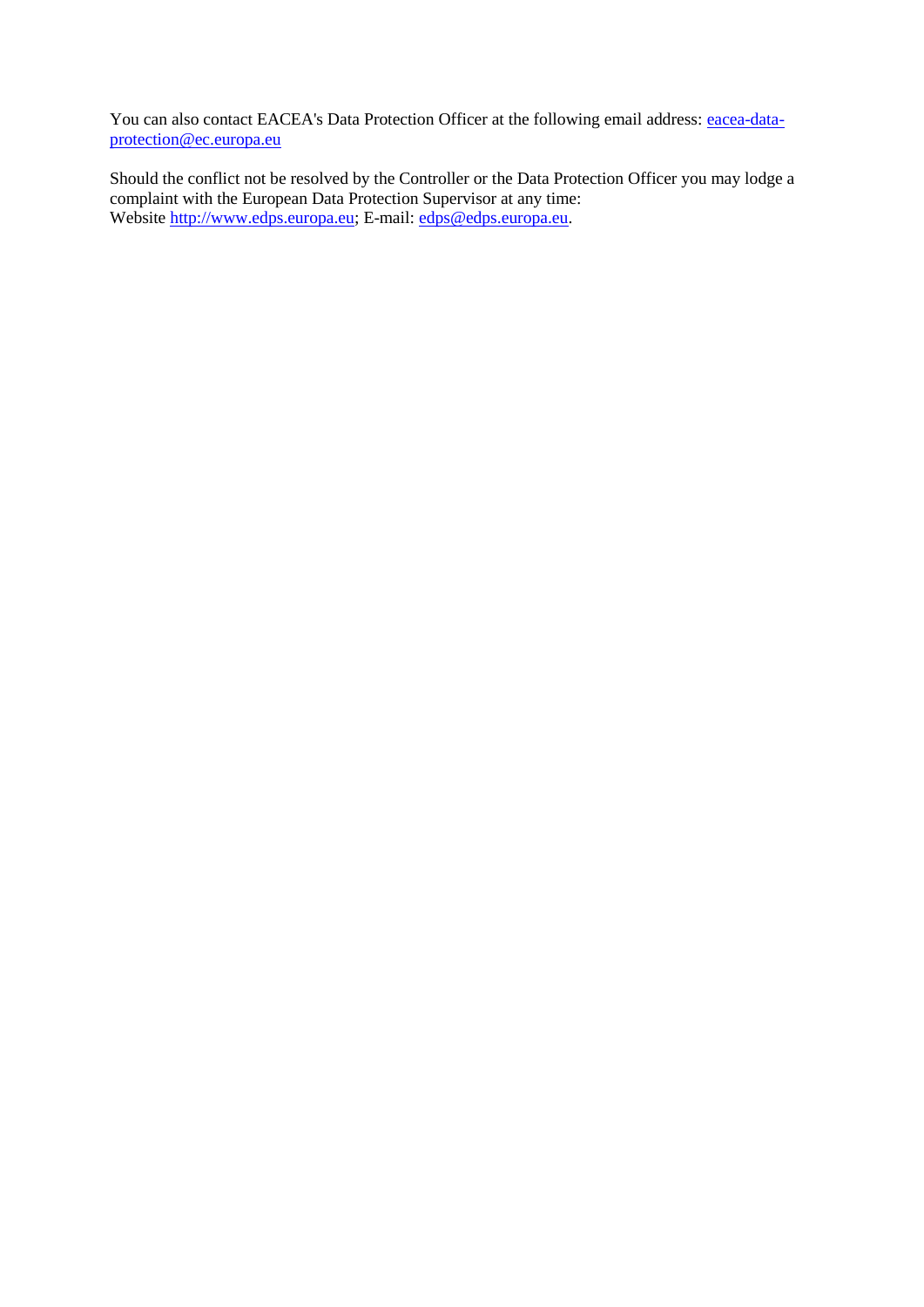You can also contact EACEA's Data Protection Officer at the following email address: eacea-data-protection@ec.europa.eu

Should the conflict not be resolved by the Controller or the Data Protection Officer you may lodge a complaint with the European Data Protection Supervisor at any time:
Website http://www.edps.europa.eu; E-mail: edps@edps.europa.eu.